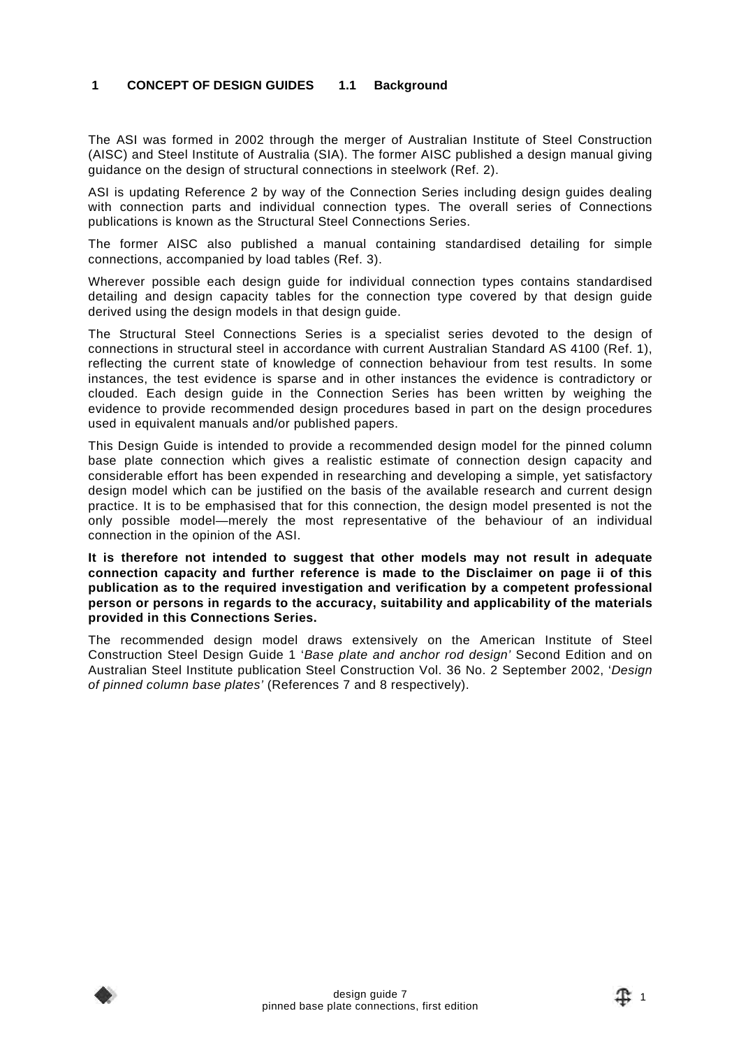# 1 CONCEPT OF DESIGN GUIDES

## 1.1 Background

The ASI was formed in 2002 through the merger of Australian Institute of Steel Construction (AISC) and Steel Institute of Australia (SIA). The former AISC published a design manual giving guidance on the design of structural connections in steelwork (Ref. 2).

ASI is updating Reference 2 by way of the Connection Series including design guides dealing with connection parts and individual connection types. The overall series of Connections publications is known as the Structural Steel Connections Series.

The former AISC also published a manual containing standardised detailing for simple connections, accompanied by load tables (Ref. 3).

Wherever possible each design guide for individual connection types contains standardised detailing and design capacity tables for the connection type covered by that design guide derived using the design models in that design guide.

The Structural Steel Connections Series is a specialist series devoted to the design of connections in structural steel in accordance with current Australian Standard AS 4100 (Ref. 1), reflecting the current state of knowledge of connection behaviour from test results. In some instances, the test evidence is sparse and in other instances the evidence is contradictory or clouded. Each design guide in the Connection Series has been written by weighing the evidence to provide recommended design procedures based in part on the design procedures used in equivalent manuals and/or published papers.

This Design Guide is intended to provide a recommended design model for the pinned column base plate connection which gives a realistic estimate of connection design capacity and considerable effort has been expended in researching and developing a simple, yet satisfactory design model which can be justified on the basis of the available research and current design practice. It is to be emphasised that for this connection, the design model presented is not the only possible model—merely the most representative of the behaviour of an individual connection in the opinion of the ASI.

**It is therefore not intended to suggest that other models may not result in adequate connection capacity and further reference is made to the Disclaimer on page ii of this publication as to the required investigation and verification by a competent professional person or persons in regards to the accuracy, suitability and applicability of the materials provided in this Connections Series.**

The recommended design model draws extensively on the American Institute of Steel Construction Steel Design Guide 1 '*Base plate and anchor rod design'* Second Edition and on Australian Steel Institute publication Steel Construction Vol. 36 No. 2 September 2002, '*Design of pinned column base plates'* (References 7 and 8 respectively).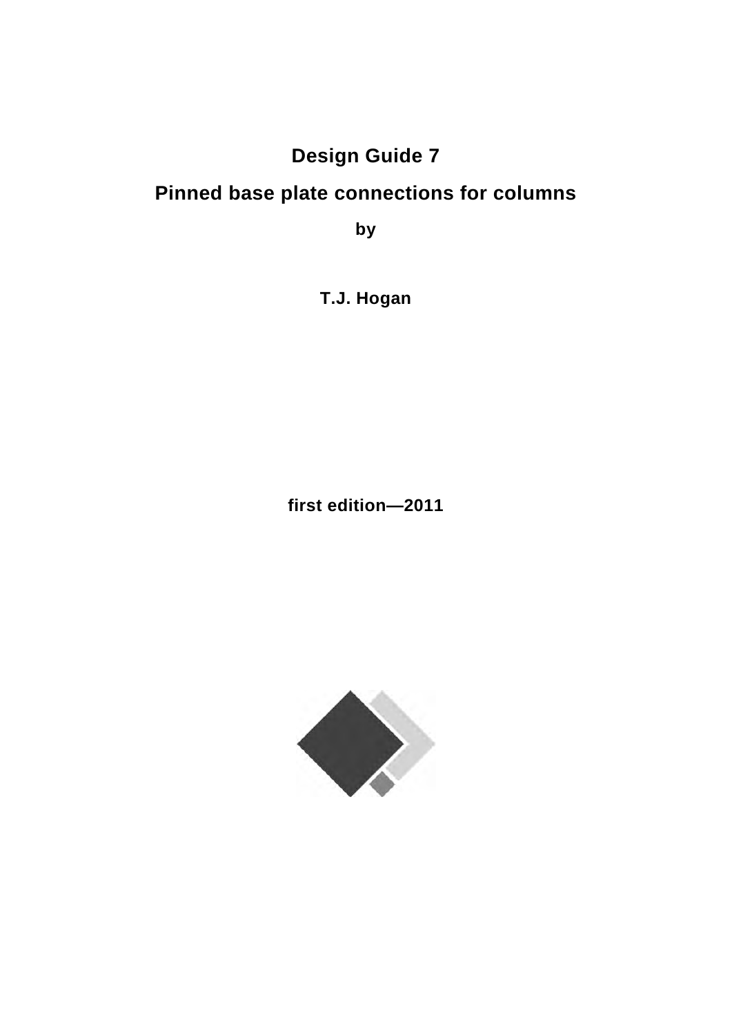# Design Guide 7

## Pinned base plate connections for columns

**by**

**T.J. Hogan**

**first edition—2011**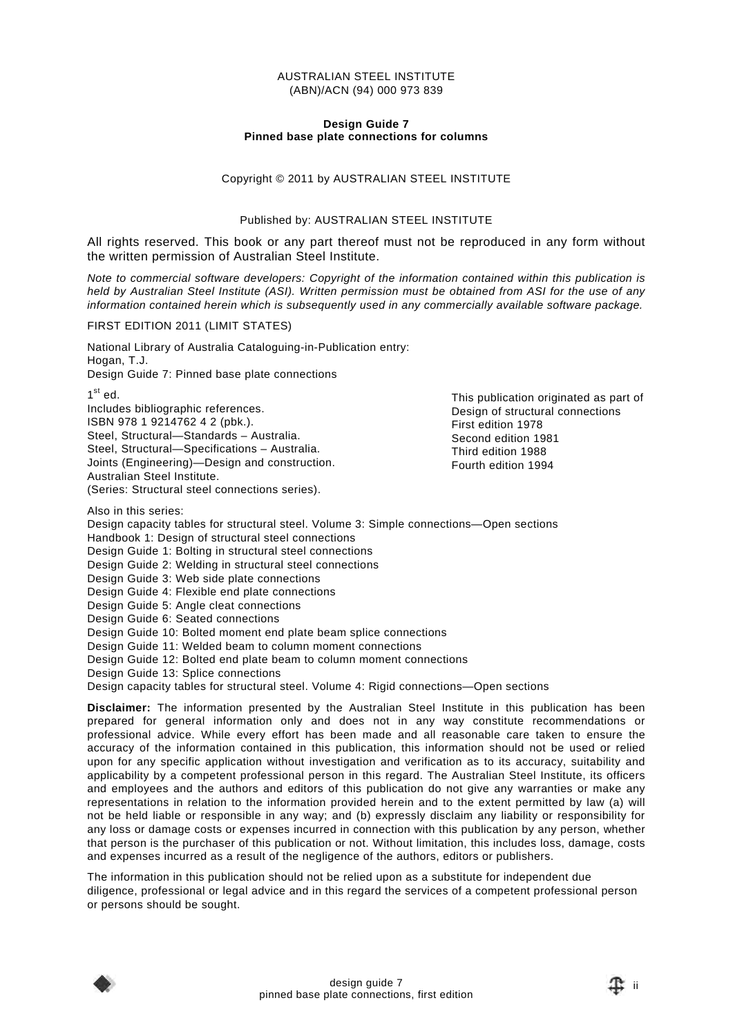AUSTRALIAN STEEL INSTITUTE
(ABN)/ACN (94) 000 973 839

**Design Guide 7**
**Pinned base plate connections for columns**

Copyright © 2011 by AUSTRALIAN STEEL INSTITUTE

Published by: AUSTRALIAN STEEL INSTITUTE

All rights reserved. This book or any part thereof must not be reproduced in any form without the written permission of Australian Steel Institute.

*Note to commercial software developers: Copyright of the information contained within this publication is held by Australian Steel Institute (ASI). Written permission must be obtained from ASI for the use of any information contained herein which is subsequently used in any commercially available software package.*

FIRST EDITION 2011 (LIMIT STATES)

National Library of Australia Cataloguing-in-Publication entry:
Hogan, T.J.
Design Guide 7: Pinned base plate connections

1st ed.
Includes bibliographic references.
ISBN 978 1 9214762 4 2 (pbk.).
Steel, Structural—Standards – Australia.
Steel, Structural—Specifications – Australia.
Joints (Engineering)—Design and construction.
Australian Steel Institute.
(Series: Structural steel connections series).

This publication originated as part of
Design of structural connections
First edition 1978
Second edition 1981
Third edition 1988
Fourth edition 1994

Also in this series:
Design capacity tables for structural steel. Volume 3: Simple connections—Open sections
Handbook 1: Design of structural steel connections
Design Guide 1: Bolting in structural steel connections
Design Guide 2: Welding in structural steel connections
Design Guide 3: Web side plate connections
Design Guide 4: Flexible end plate connections
Design Guide 5: Angle cleat connections
Design Guide 6: Seated connections
Design Guide 10: Bolted moment end plate beam splice connections
Design Guide 11: Welded beam to column moment connections
Design Guide 12: Bolted end plate beam to column moment connections
Design Guide 13: Splice connections
Design capacity tables for structural steel. Volume 4: Rigid connections—Open sections

**Disclaimer:** The information presented by the Australian Steel Institute in this publication has been prepared for general information only and does not in any way constitute recommendations or professional advice. While every effort has been made and all reasonable care taken to ensure the accuracy of the information contained in this publication, this information should not be used or relied upon for any specific application without investigation and verification as to its accuracy, suitability and applicability by a competent professional person in this regard. The Australian Steel Institute, its officers and employees and the authors and editors of this publication do not give any warranties or make any representations in relation to the information provided herein and to the extent permitted by law (a) will not be held liable or responsible in any way; and (b) expressly disclaim any liability or responsibility for any loss or damage costs or expenses incurred in connection with this publication by any person, whether that person is the purchaser of this publication or not. Without limitation, this includes loss, damage, costs and expenses incurred as a result of the negligence of the authors, editors or publishers.

The information in this publication should not be relied upon as a substitute for independent due diligence, professional or legal advice and in this regard the services of a competent professional person or persons should be sought.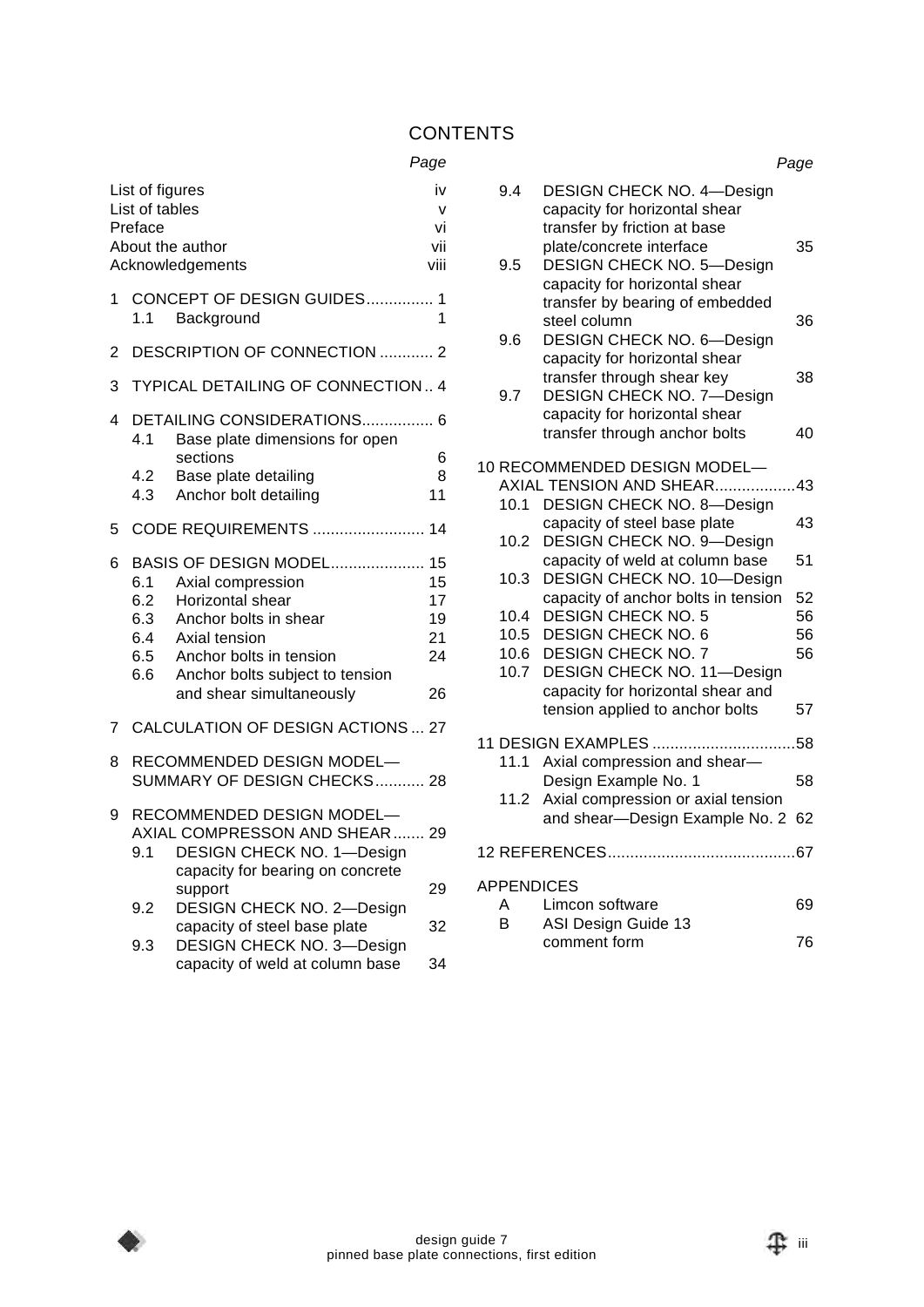# CONTENTS

| | | Page |
|---|---|---|
| List of figures | | iv |
| List of tables | | v |
| Preface | | vi |
| About the author | | vii |
| Acknowledgements | | viii |
| 1 | CONCEPT OF DESIGN GUIDES | 1 |
| 1.1 | Background | 1 |
| 2 | DESCRIPTION OF CONNECTION | 2 |
| 3 | TYPICAL DETAILING OF CONNECTION | 4 |
| 4 | DETAILING CONSIDERATIONS | 6 |
| 4.1 | Base plate dimensions for open sections | 6 |
| 4.2 | Base plate detailing | 8 |
| 4.3 | Anchor bolt detailing | 11 |
| 5 | CODE REQUIREMENTS | 14 |
| 6 | BASIS OF DESIGN MODEL | 15 |
| 6.1 | Axial compression | 15 |
| 6.2 | Horizontal shear | 17 |
| 6.3 | Anchor bolts in shear | 19 |
| 6.4 | Axial tension | 21 |
| 6.5 | Anchor bolts in tension | 24 |
| 6.6 | Anchor bolts subject to tension and shear simultaneously | 26 |
| 7 | CALCULATION OF DESIGN ACTIONS | 27 |
| 8 | RECOMMENDED DESIGN MODEL—SUMMARY OF DESIGN CHECKS | 28 |
| 9 | RECOMMENDED DESIGN MODEL—AXIAL COMPRESSON AND SHEAR | 29 |
| 9.1 | DESIGN CHECK NO. 1—Design capacity for bearing on concrete support | 29 |
| 9.2 | DESIGN CHECK NO. 2—Design capacity of steel base plate | 32 |
| 9.3 | DESIGN CHECK NO. 3—Design capacity of weld at column base | 34 |
| 9.4 | DESIGN CHECK NO. 4—Design capacity for horizontal shear transfer by friction at base plate/concrete interface | 35 |
| 9.5 | DESIGN CHECK NO. 5—Design capacity for horizontal shear transfer by bearing of embedded steel column | 36 |
| 9.6 | DESIGN CHECK NO. 6—Design capacity for horizontal shear transfer through shear key | 38 |
| 9.7 | DESIGN CHECK NO. 7—Design capacity for horizontal shear transfer through anchor bolts | 40 |
| 10 | RECOMMENDED DESIGN MODEL—AXIAL TENSION AND SHEAR | 43 |
| 10.1 | DESIGN CHECK NO. 8—Design capacity of steel base plate | 43 |
| 10.2 | DESIGN CHECK NO. 9—Design capacity of weld at column base | 51 |
| 10.3 | DESIGN CHECK NO. 10—Design capacity of anchor bolts in tension | 52 |
| 10.4 | DESIGN CHECK NO. 5 | 56 |
| 10.5 | DESIGN CHECK NO. 6 | 56 |
| 10.6 | DESIGN CHECK NO. 7 | 56 |
| 10.7 | DESIGN CHECK NO. 11—Design capacity for horizontal shear and tension applied to anchor bolts | 57 |
| 11 | DESIGN EXAMPLES | 58 |
| 11.1 | Axial compression and shear—Design Example No. 1 | 58 |
| 11.2 | Axial compression or axial tension and shear—Design Example No. 2 | 62 |
| 12 | REFERENCES | 67 |
| APPENDICES | | |
| A | Limcon software | 69 |
| B | ASI Design Guide 13 comment form | 76 |